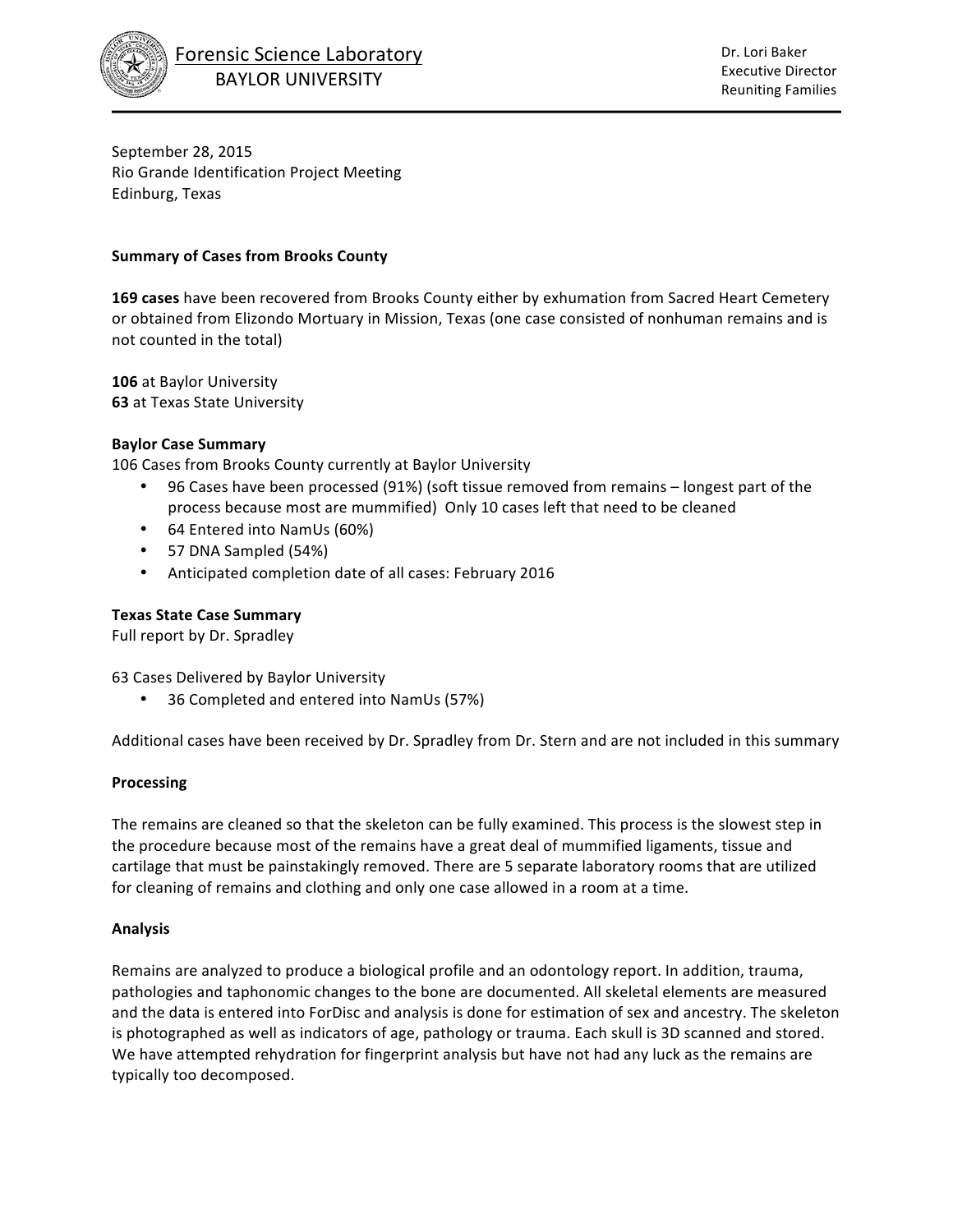Forensic Science Laboratory
BAYLOR UNIVERSITY

Dr. Lori Baker
Executive Director
Reuniting Families

September 28, 2015
Rio Grande Identification Project Meeting
Edinburg, Texas

**Summary of Cases from Brooks County**

**169 cases** have been recovered from Brooks County either by exhumation from Sacred Heart Cemetery or obtained from Elizondo Mortuary in Mission, Texas (one case consisted of nonhuman remains and is not counted in the total)

**106** at Baylor University
**63** at Texas State University

**Baylor Case Summary**
106 Cases from Brooks County currently at Baylor University

- 96 Cases have been processed (91%) (soft tissue removed from remains – longest part of the process because most are mummified) Only 10 cases left that need to be cleaned
- 64 Entered into NamUs (60%)
- 57 DNA Sampled (54%)
- Anticipated completion date of all cases: February 2016

**Texas State Case Summary**
Full report by Dr. Spradley

63 Cases Delivered by Baylor University

- 36 Completed and entered into NamUs (57%)

Additional cases have been received by Dr. Spradley from Dr. Stern and are not included in this summary

**Processing**

The remains are cleaned so that the skeleton can be fully examined. This process is the slowest step in the procedure because most of the remains have a great deal of mummified ligaments, tissue and cartilage that must be painstakingly removed. There are 5 separate laboratory rooms that are utilized for cleaning of remains and clothing and only one case allowed in a room at a time.

**Analysis**

Remains are analyzed to produce a biological profile and an odontology report. In addition, trauma, pathologies and taphonomic changes to the bone are documented. All skeletal elements are measured and the data is entered into ForDisc and analysis is done for estimation of sex and ancestry. The skeleton is photographed as well as indicators of age, pathology or trauma. Each skull is 3D scanned and stored. We have attempted rehydration for fingerprint analysis but have not had any luck as the remains are typically too decomposed.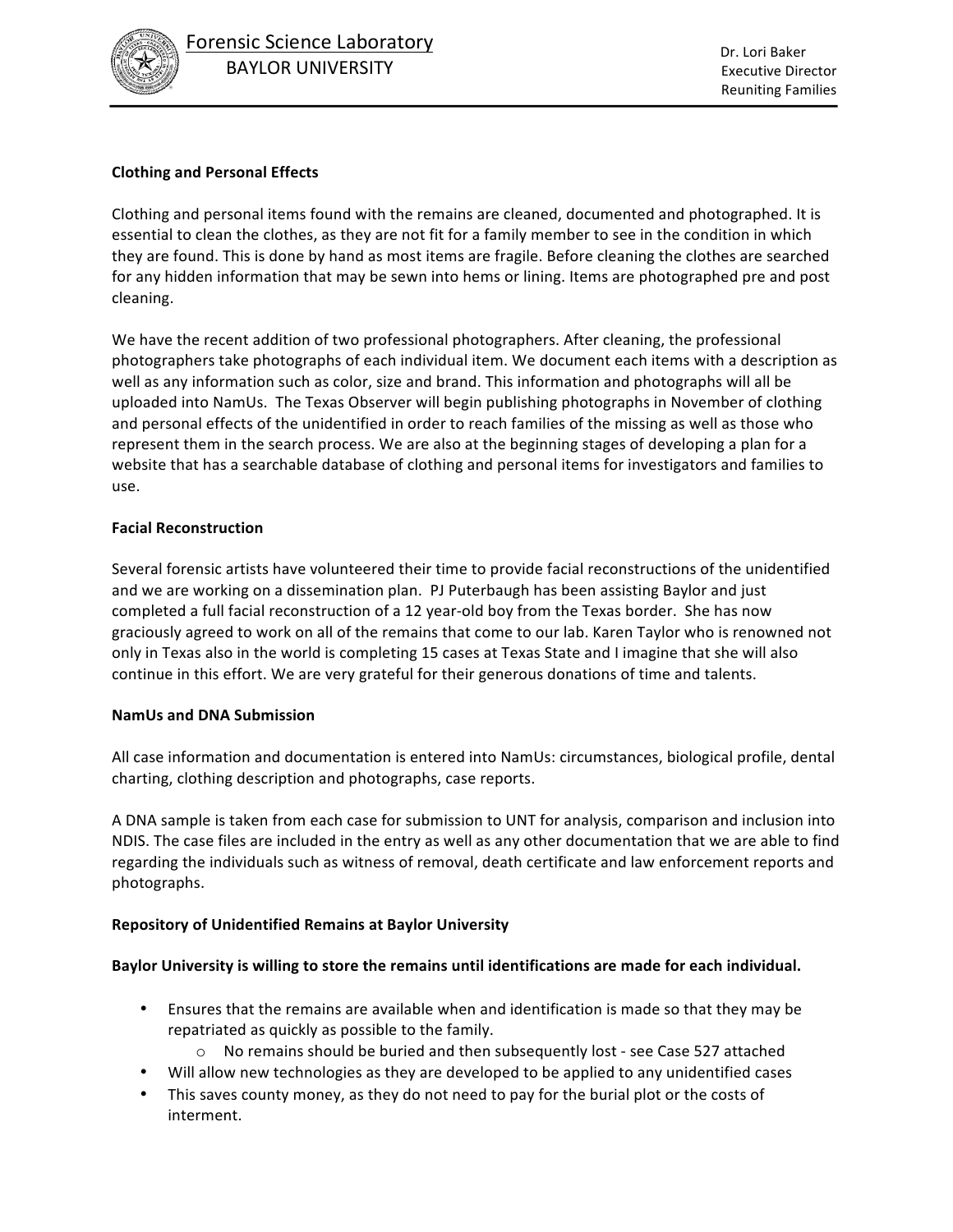**Clothing and Personal Effects**

Clothing and personal items found with the remains are cleaned, documented and photographed. It is essential to clean the clothes, as they are not fit for a family member to see in the condition in which they are found. This is done by hand as most items are fragile. Before cleaning the clothes are searched for any hidden information that may be sewn into hems or lining. Items are photographed pre and post cleaning.

We have the recent addition of two professional photographers. After cleaning, the professional photographers take photographs of each individual item. We document each items with a description as well as any information such as color, size and brand. This information and photographs will all be uploaded into NamUs. The Texas Observer will begin publishing photographs in November of clothing and personal effects of the unidentified in order to reach families of the missing as well as those who represent them in the search process. We are also at the beginning stages of developing a plan for a website that has a searchable database of clothing and personal items for investigators and families to use.

**Facial Reconstruction**

Several forensic artists have volunteered their time to provide facial reconstructions of the unidentified and we are working on a dissemination plan. PJ Puterbaugh has been assisting Baylor and just completed a full facial reconstruction of a 12 year-old boy from the Texas border. She has now graciously agreed to work on all of the remains that come to our lab. Karen Taylor who is renowned not only in Texas also in the world is completing 15 cases at Texas State and I imagine that she will also continue in this effort. We are very grateful for their generous donations of time and talents.

**NamUs and DNA Submission**

All case information and documentation is entered into NamUs: circumstances, biological profile, dental charting, clothing description and photographs, case reports.

A DNA sample is taken from each case for submission to UNT for analysis, comparison and inclusion into NDIS. The case files are included in the entry as well as any other documentation that we are able to find regarding the individuals such as witness of removal, death certificate and law enforcement reports and photographs.

**Repository of Unidentified Remains at Baylor University**

**Baylor University is willing to store the remains until identifications are made for each individual.**

- Ensures that the remains are available when and identification is made so that they may be repatriated as quickly as possible to the family.
    - No remains should be buried and then subsequently lost - see Case 527 attached
- Will allow new technologies as they are developed to be applied to any unidentified cases
- This saves county money, as they do not need to pay for the burial plot or the costs of interment.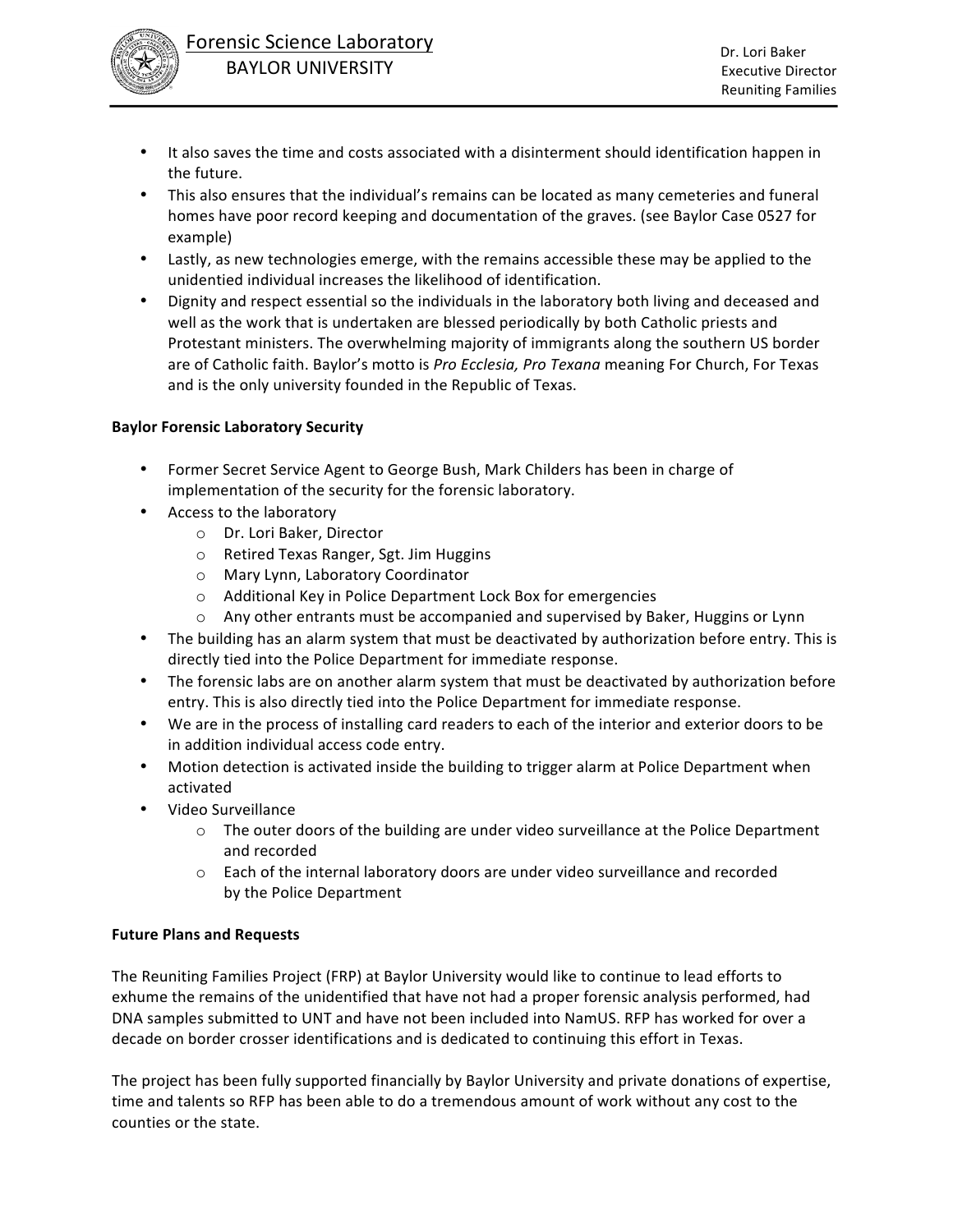- It also saves the time and costs associated with a disinterment should identification happen in the future.
- This also ensures that the individual's remains can be located as many cemeteries and funeral homes have poor record keeping and documentation of the graves. (see Baylor Case 0527 for example)
- Lastly, as new technologies emerge, with the remains accessible these may be applied to the unidentied individual increases the likelihood of identification.
- Dignity and respect essential so the individuals in the laboratory both living and deceased and well as the work that is undertaken are blessed periodically by both Catholic priests and Protestant ministers. The overwhelming majority of immigrants along the southern US border are of Catholic faith. Baylor's motto is *Pro Ecclesia, Pro Texana* meaning For Church, For Texas and is the only university founded in the Republic of Texas.

**Baylor Forensic Laboratory Security**

- Former Secret Service Agent to George Bush, Mark Childers has been in charge of implementation of the security for the forensic laboratory.
- Access to the laboratory
    - Dr. Lori Baker, Director
    - Retired Texas Ranger, Sgt. Jim Huggins
    - Mary Lynn, Laboratory Coordinator
    - Additional Key in Police Department Lock Box for emergencies
    - Any other entrants must be accompanied and supervised by Baker, Huggins or Lynn
- The building has an alarm system that must be deactivated by authorization before entry. This is directly tied into the Police Department for immediate response.
- The forensic labs are on another alarm system that must be deactivated by authorization before entry. This is also directly tied into the Police Department for immediate response.
- We are in the process of installing card readers to each of the interior and exterior doors to be in addition individual access code entry.
- Motion detection is activated inside the building to trigger alarm at Police Department when activated
- Video Surveillance
    - The outer doors of the building are under video surveillance at the Police Department and recorded
    - Each of the internal laboratory doors are under video surveillance and recorded by the Police Department

**Future Plans and Requests**

The Reuniting Families Project (FRP) at Baylor University would like to continue to lead efforts to exhume the remains of the unidentified that have not had a proper forensic analysis performed, had DNA samples submitted to UNT and have not been included into NamUS. RFP has worked for over a decade on border crosser identifications and is dedicated to continuing this effort in Texas.

The project has been fully supported financially by Baylor University and private donations of expertise, time and talents so RFP has been able to do a tremendous amount of work without any cost to the counties or the state.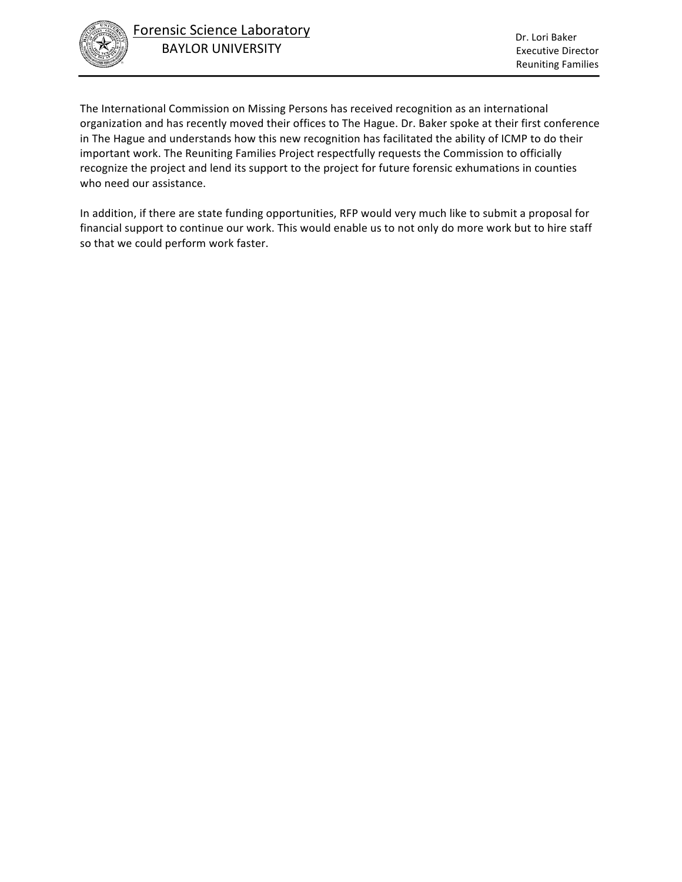The International Commission on Missing Persons has received recognition as an international organization and has recently moved their offices to The Hague. Dr. Baker spoke at their first conference in The Hague and understands how this new recognition has facilitated the ability of ICMP to do their important work. The Reuniting Families Project respectfully requests the Commission to officially recognize the project and lend its support to the project for future forensic exhumations in counties who need our assistance.

In addition, if there are state funding opportunities, RFP would very much like to submit a proposal for financial support to continue our work. This would enable us to not only do more work but to hire staff so that we could perform work faster.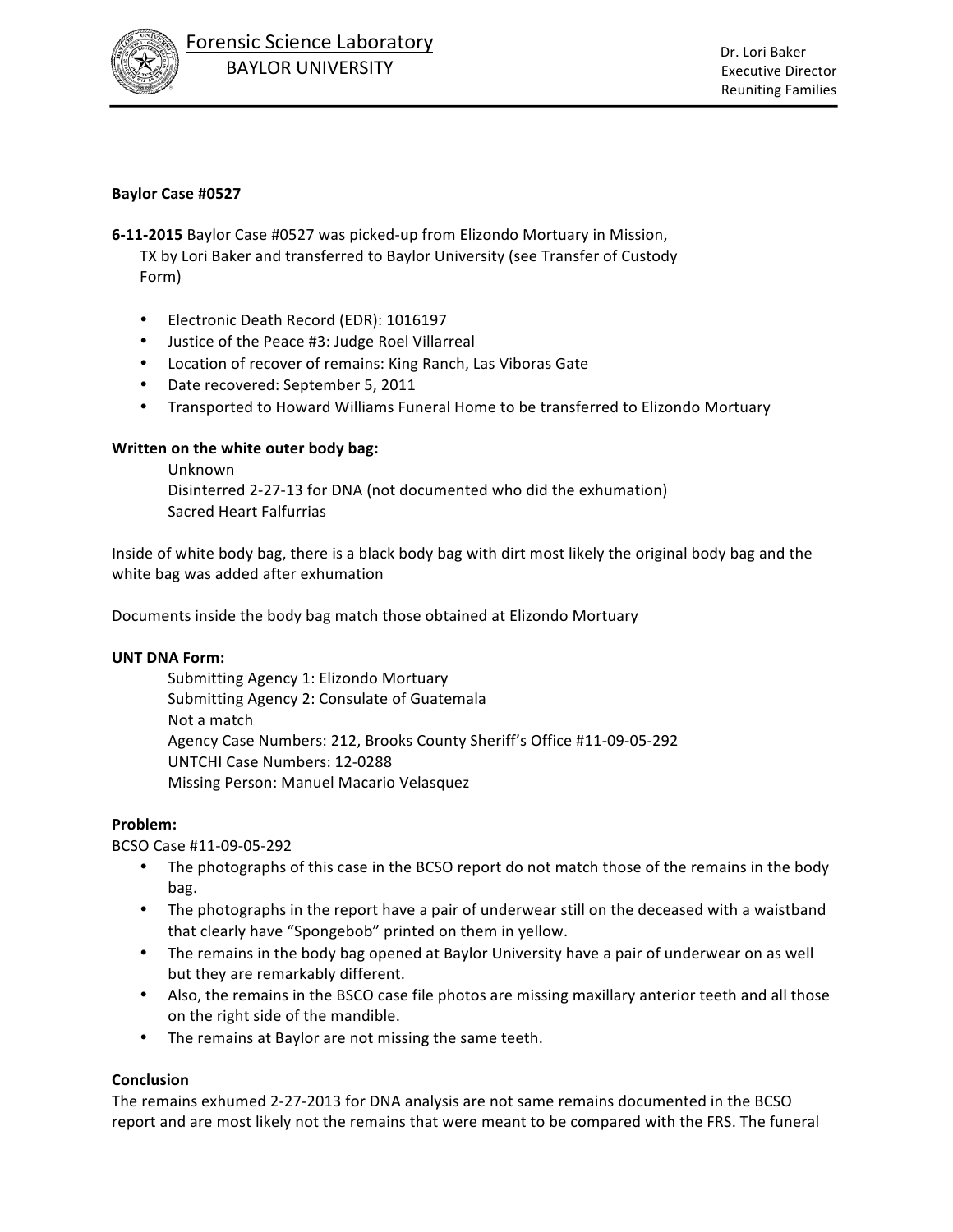Forensic Science Laboratory
BAYLOR UNIVERSITY

Dr. Lori Baker
Executive Director
Reuniting Families

**Baylor Case #0527**

**6-11-2015** Baylor Case #0527 was picked-up from Elizondo Mortuary in Mission, TX by Lori Baker and transferred to Baylor University (see Transfer of Custody Form)

- Electronic Death Record (EDR): 1016197
- Justice of the Peace #3: Judge Roel Villarreal
- Location of recover of remains: King Ranch, Las Viboras Gate
- Date recovered: September 5, 2011
- Transported to Howard Williams Funeral Home to be transferred to Elizondo Mortuary

**Written on the white outer body bag:**

Unknown
Disinterred 2-27-13 for DNA (not documented who did the exhumation)
Sacred Heart Falfurrias

Inside of white body bag, there is a black body bag with dirt most likely the original body bag and the white bag was added after exhumation

Documents inside the body bag match those obtained at Elizondo Mortuary

**UNT DNA Form:**

Submitting Agency 1: Elizondo Mortuary
Submitting Agency 2: Consulate of Guatemala
Not a match
Agency Case Numbers: 212, Brooks County Sheriff's Office #11-09-05-292
UNTCHI Case Numbers: 12-0288
Missing Person: Manuel Macario Velasquez

**Problem:**

BCSO Case #11-09-05-292

- The photographs of this case in the BCSO report do not match those of the remains in the body bag.
- The photographs in the report have a pair of underwear still on the deceased with a waistband that clearly have "Spongebob" printed on them in yellow.
- The remains in the body bag opened at Baylor University have a pair of underwear on as well but they are remarkably different.
- Also, the remains in the BSCO case file photos are missing maxillary anterior teeth and all those on the right side of the mandible.
- The remains at Baylor are not missing the same teeth.

**Conclusion**

The remains exhumed 2-27-2013 for DNA analysis are not same remains documented in the BCSO report and are most likely not the remains that were meant to be compared with the FRS. The funeral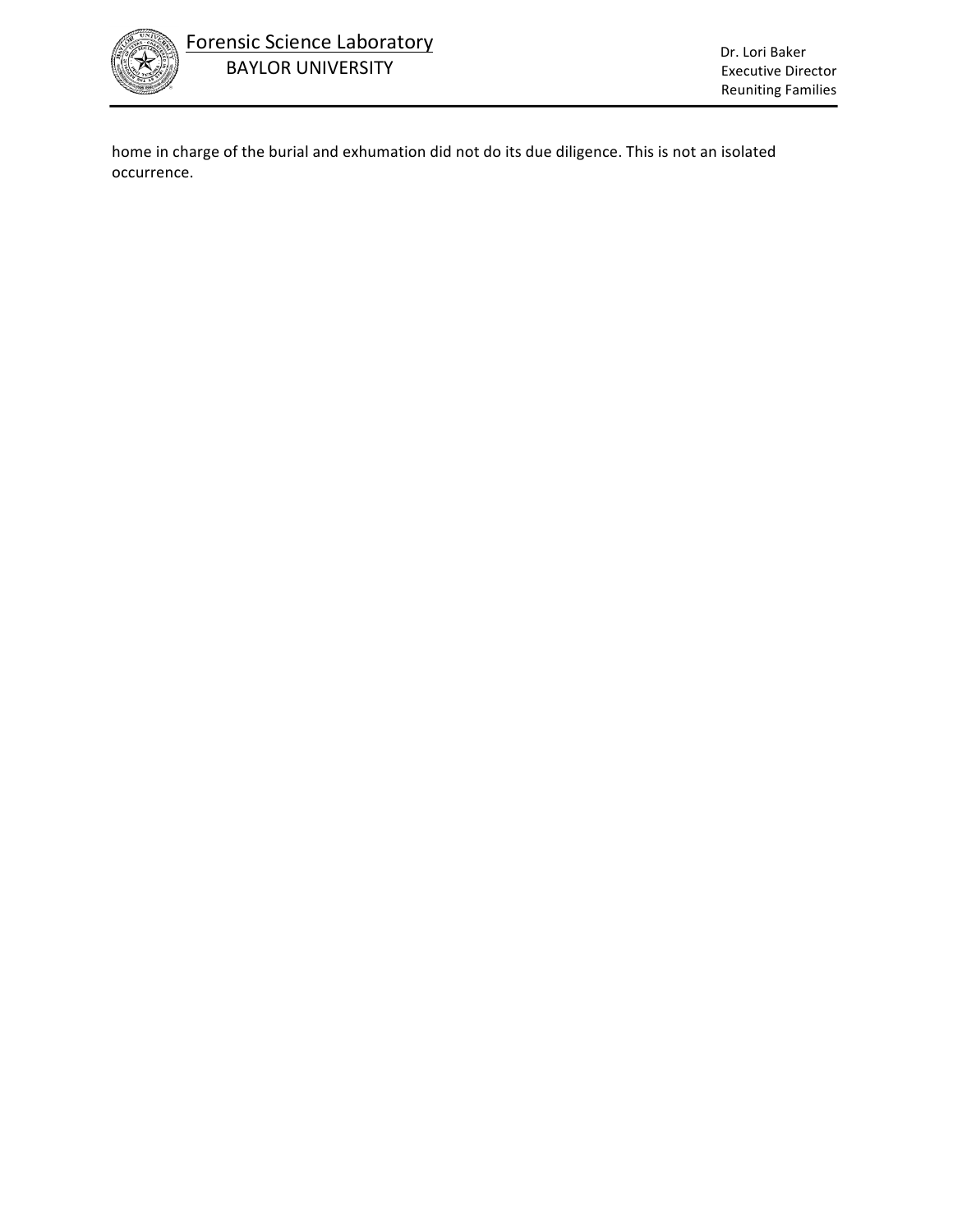home in charge of the burial and exhumation did not do its due diligence. This is not an isolated occurrence.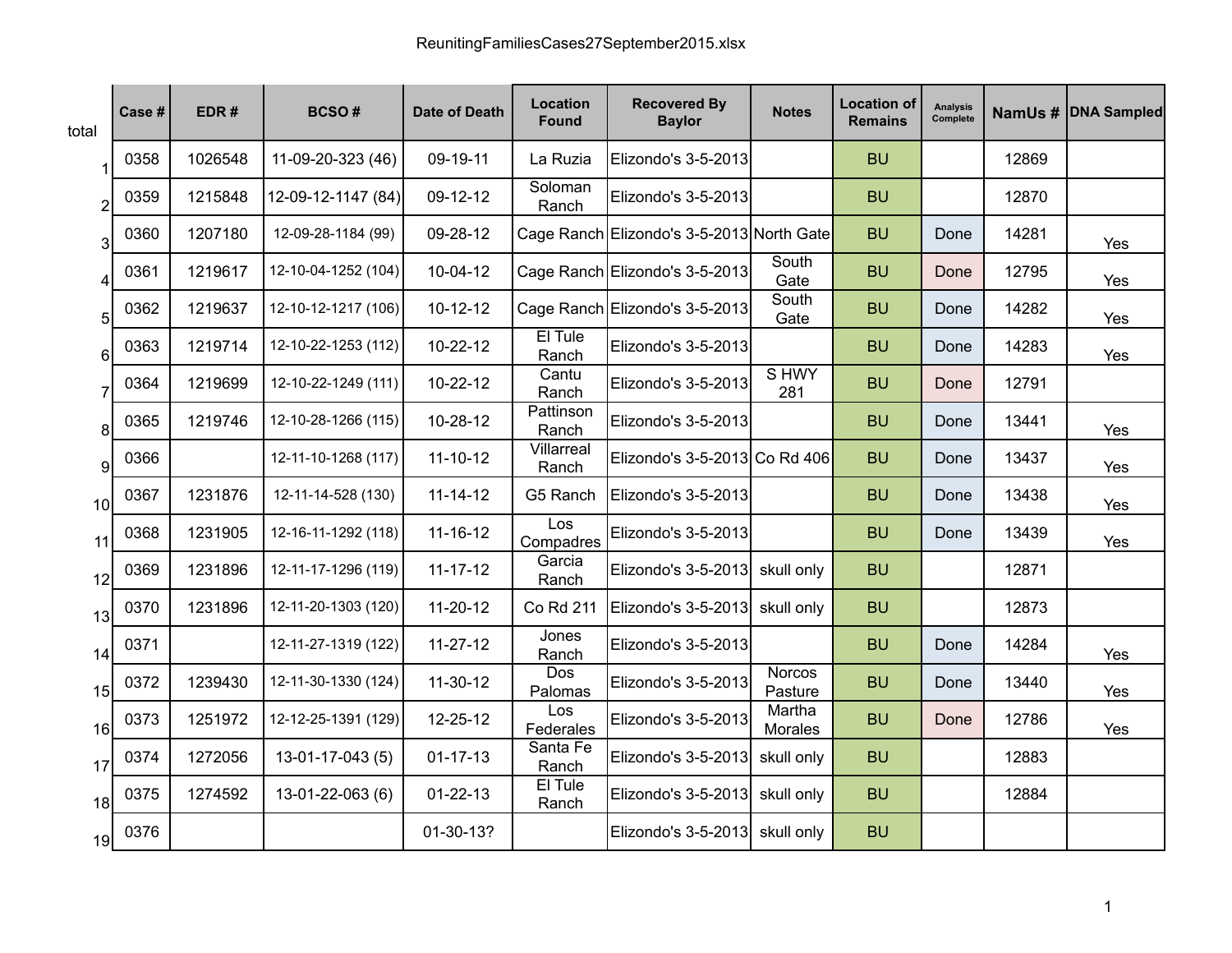ReunitingFamiliesCases27September2015.xlsx

| total | Case # | EDR # | BCSO # | Date of Death | Location Found | Recovered By Baylor | Notes | Location of Remains | Analysis Complete | NamUs # | DNA Sampled |
|---|---|---|---|---|---|---|---|---|---|---|---|
| 1 | 0358 | 1026548 | 11-09-20-323 (46) | 09-19-11 | La Ruzia | Elizondo's 3-5-2013 | | BU | | 12869 | |
| 2 | 0359 | 1215848 | 12-09-12-1147 (84) | 09-12-12 | Soloman Ranch | Elizondo's 3-5-2013 | | BU | | 12870 | |
| 3 | 0360 | 1207180 | 12-09-28-1184 (99) | 09-28-12 | Cage Ranch | Elizondo's 3-5-2013 | North Gate | BU | Done | 14281 | Yes |
| 4 | 0361 | 1219617 | 12-10-04-1252 (104) | 10-04-12 | Cage Ranch | Elizondo's 3-5-2013 | South Gate | BU | Done | 12795 | Yes |
| 5 | 0362 | 1219637 | 12-10-12-1217 (106) | 10-12-12 | Cage Ranch | Elizondo's 3-5-2013 | South Gate | BU | Done | 14282 | Yes |
| 6 | 0363 | 1219714 | 12-10-22-1253 (112) | 10-22-12 | El Tule Ranch | Elizondo's 3-5-2013 | | BU | Done | 14283 | Yes |
| 7 | 0364 | 1219699 | 12-10-22-1249 (111) | 10-22-12 | Cantu Ranch | Elizondo's 3-5-2013 | S HWY 281 | BU | Done | 12791 | |
| 8 | 0365 | 1219746 | 12-10-28-1266 (115) | 10-28-12 | Pattinson Ranch | Elizondo's 3-5-2013 | | BU | Done | 13441 | Yes |
| 9 | 0366 | | 12-11-10-1268 (117) | 11-10-12 | Villarreal Ranch | Elizondo's 3-5-2013 | Co Rd 406 | BU | Done | 13437 | Yes |
| 10 | 0367 | 1231876 | 12-11-14-528 (130) | 11-14-12 | G5 Ranch | Elizondo's 3-5-2013 | | BU | Done | 13438 | Yes |
| 11 | 0368 | 1231905 | 12-16-11-1292 (118) | 11-16-12 | Los Compadres | Elizondo's 3-5-2013 | | BU | Done | 13439 | Yes |
| 12 | 0369 | 1231896 | 12-11-17-1296 (119) | 11-17-12 | Garcia Ranch | Elizondo's 3-5-2013 | skull only | BU | | 12871 | |
| 13 | 0370 | 1231896 | 12-11-20-1303 (120) | 11-20-12 | Co Rd 211 | Elizondo's 3-5-2013 | skull only | BU | | 12873 | |
| 14 | 0371 | | 12-11-27-1319 (122) | 11-27-12 | Jones Ranch | Elizondo's 3-5-2013 | | BU | Done | 14284 | Yes |
| 15 | 0372 | 1239430 | 12-11-30-1330 (124) | 11-30-12 | Dos Palomas | Elizondo's 3-5-2013 | Norcos Pasture | BU | Done | 13440 | Yes |
| 16 | 0373 | 1251972 | 12-12-25-1391 (129) | 12-25-12 | Los Federales | Elizondo's 3-5-2013 | Martha Morales | BU | Done | 12786 | Yes |
| 17 | 0374 | 1272056 | 13-01-17-043 (5) | 01-17-13 | Santa Fe Ranch | Elizondo's 3-5-2013 | skull only | BU | | 12883 | |
| 18 | 0375 | 1274592 | 13-01-22-063 (6) | 01-22-13 | El Tule Ranch | Elizondo's 3-5-2013 | skull only | BU | | 12884 | |
| 19 | 0376 | | | 01-30-13? | | Elizondo's 3-5-2013 | skull only | BU | | | |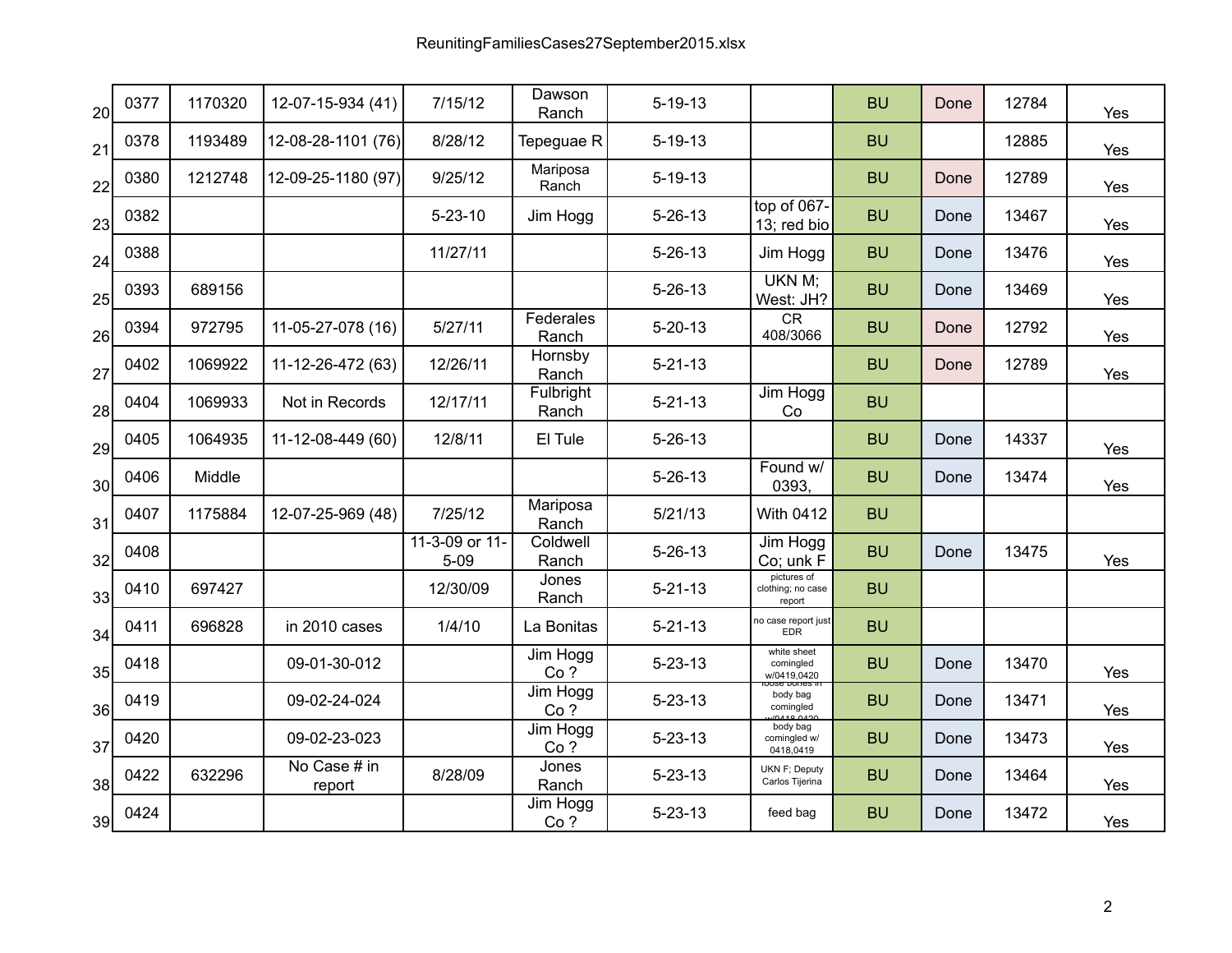| | | | | | | | | | | | |
|---|---|---|---|---|---|---|---|---|---|---|---|
| 20 | 0377 | 1170320 | 12-07-15-934 (41) | 7/15/12 | Dawson Ranch | 5-19-13 | | BU | Done | 12784 | Yes |
| 21 | 0378 | 1193489 | 12-08-28-1101 (76) | 8/28/12 | Tepeguae R | 5-19-13 | | BU | | 12885 | Yes |
| 22 | 0380 | 1212748 | 12-09-25-1180 (97) | 9/25/12 | Mariposa Ranch | 5-19-13 | | BU | Done | 12789 | Yes |
| 23 | 0382 | | | 5-23-10 | Jim Hogg | 5-26-13 | top of 067-13; red bio | BU | Done | 13467 | Yes |
| 24 | 0388 | | | 11/27/11 | | 5-26-13 | Jim Hogg | BU | Done | 13476 | Yes |
| 25 | 0393 | 689156 | | | | 5-26-13 | UKN M; West: JH? | BU | Done | 13469 | Yes |
| 26 | 0394 | 972795 | 11-05-27-078 (16) | 5/27/11 | Federales Ranch | 5-20-13 | CR 408/3066 | BU | Done | 12792 | Yes |
| 27 | 0402 | 1069922 | 11-12-26-472 (63) | 12/26/11 | Hornsby Ranch | 5-21-13 | | BU | Done | 12789 | Yes |
| 28 | 0404 | 1069933 | Not in Records | 12/17/11 | Fulbright Ranch | 5-21-13 | Jim Hogg Co | BU | | | |
| 29 | 0405 | 1064935 | 11-12-08-449 (60) | 12/8/11 | El Tule | 5-26-13 | | BU | Done | 14337 | Yes |
| 30 | 0406 | Middle | | | | 5-26-13 | Found w/ 0393, | BU | Done | 13474 | Yes |
| 31 | 0407 | 1175884 | 12-07-25-969 (48) | 7/25/12 | Mariposa Ranch | 5/21/13 | With 0412 | BU | | | |
| 32 | 0408 | | | 11-3-09 or 11-5-09 | Coldwell Ranch | 5-26-13 | Jim Hogg Co; unk F | BU | Done | 13475 | Yes |
| 33 | 0410 | 697427 | | 12/30/09 | Jones Ranch | 5-21-13 | pictures of clothing; no case report | BU | | | |
| 34 | 0411 | 696828 | in 2010 cases | 1/4/10 | La Bonitas | 5-21-13 | no case report just EDR | BU | | | |
| 35 | 0418 | | 09-01-30-012 | | Jim Hogg Co ? | 5-23-13 | white sheet comingled w/0419,0420 | BU | Done | 13470 | Yes |
| 36 | 0419 | | 09-02-24-024 | | Jim Hogg Co ? | 5-23-13 | loose bones in body bag comingled w/0418,0420 | BU | Done | 13471 | Yes |
| 37 | 0420 | | 09-02-23-023 | | Jim Hogg Co ? | 5-23-13 | body bag comingled w/ 0418,0419 | BU | Done | 13473 | Yes |
| 38 | 0422 | 632296 | No Case # in report | 8/28/09 | Jones Ranch | 5-23-13 | UKN F; Deputy Carlos Tijerina | BU | Done | 13464 | Yes |
| 39 | 0424 | | | | Jim Hogg Co ? | 5-23-13 | feed bag | BU | Done | 13472 | Yes |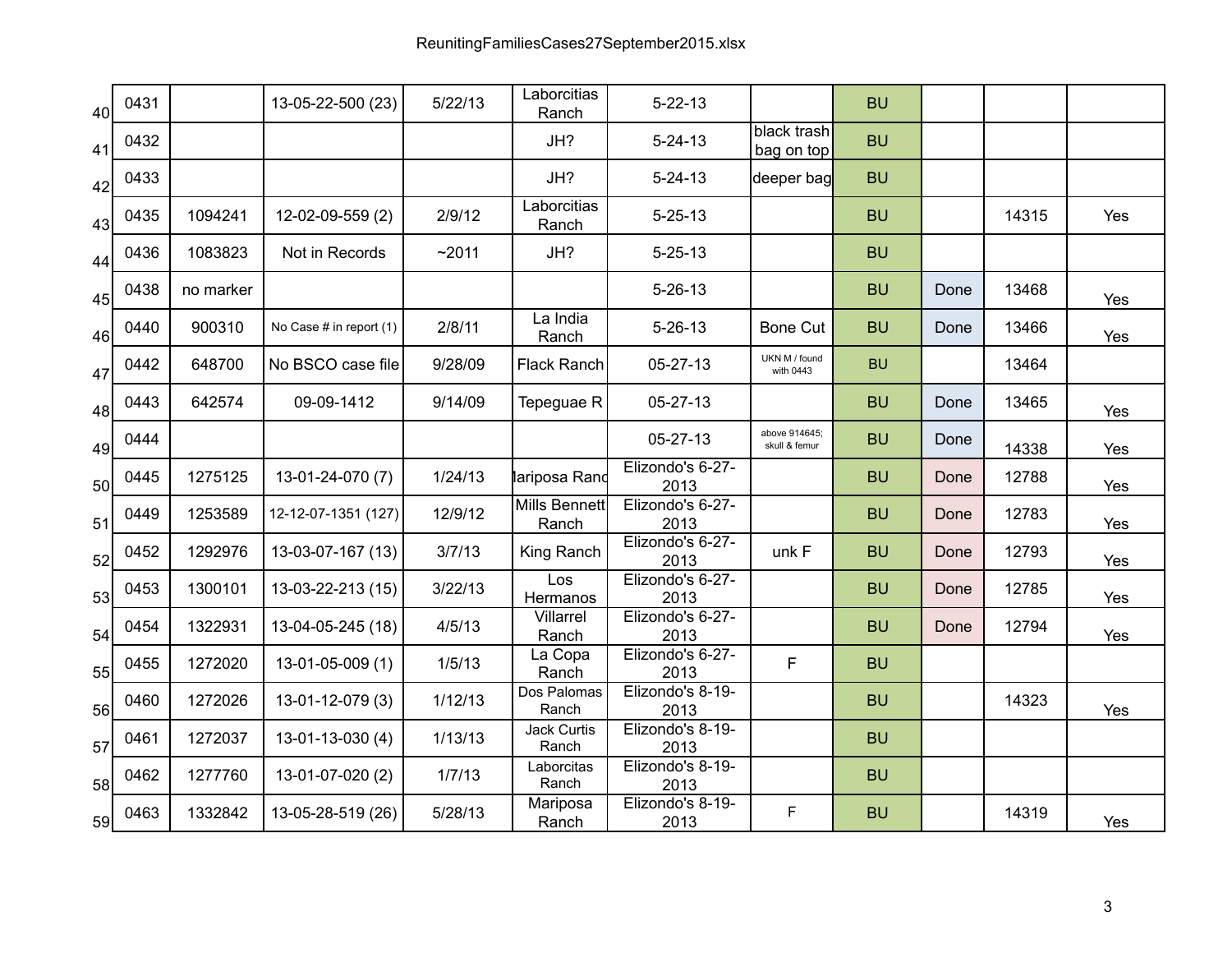| | | | | | | | | | | | |
|---|---|---|---|---|---|---|---|---|---|---|---|
| 40 | 0431 | | 13-05-22-500 (23) | 5/22/13 | Laborcitias Ranch | 5-22-13 | | BU | | | |
| 41 | 0432 | | | | JH? | 5-24-13 | black trash bag on top | BU | | | |
| 42 | 0433 | | | | JH? | 5-24-13 | deeper bag | BU | | | |
| 43 | 0435 | 1094241 | 12-02-09-559 (2) | 2/9/12 | Laborcitias Ranch | 5-25-13 | | BU | | 14315 | Yes |
| 44 | 0436 | 1083823 | Not in Records | ~2011 | JH? | 5-25-13 | | BU | | | |
| 45 | 0438 | no marker | | | | 5-26-13 | | BU | Done | 13468 | Yes |
| 46 | 0440 | 900310 | No Case # in report (1) | 2/8/11 | La India Ranch | 5-26-13 | Bone Cut | BU | Done | 13466 | Yes |
| 47 | 0442 | 648700 | No BSCO case file | 9/28/09 | Flack Ranch | 05-27-13 | UKN M / found with 0443 | BU | | 13464 | |
| 48 | 0443 | 642574 | 09-09-1412 | 9/14/09 | Tepeguae R | 05-27-13 | | BU | Done | 13465 | Yes |
| 49 | 0444 | | | | | 05-27-13 | above 914645; skull & femur | BU | Done | 14338 | Yes |
| 50 | 0445 | 1275125 | 13-01-24-070 (7) | 1/24/13 | lariposa Ranc | Elizondo's 6-27-2013 | | BU | Done | 12788 | Yes |
| 51 | 0449 | 1253589 | 12-12-07-1351 (127) | 12/9/12 | Mills Bennett Ranch | Elizondo's 6-27-2013 | | BU | Done | 12783 | Yes |
| 52 | 0452 | 1292976 | 13-03-07-167 (13) | 3/7/13 | King Ranch | Elizondo's 6-27-2013 | unk F | BU | Done | 12793 | Yes |
| 53 | 0453 | 1300101 | 13-03-22-213 (15) | 3/22/13 | Los Hermanos | Elizondo's 6-27-2013 | | BU | Done | 12785 | Yes |
| 54 | 0454 | 1322931 | 13-04-05-245 (18) | 4/5/13 | Villarrel Ranch | Elizondo's 6-27-2013 | | BU | Done | 12794 | Yes |
| 55 | 0455 | 1272020 | 13-01-05-009 (1) | 1/5/13 | La Copa Ranch | Elizondo's 6-27-2013 | F | BU | | | |
| 56 | 0460 | 1272026 | 13-01-12-079 (3) | 1/12/13 | Dos Palomas Ranch | Elizondo's 8-19-2013 | | BU | | 14323 | Yes |
| 57 | 0461 | 1272037 | 13-01-13-030 (4) | 1/13/13 | Jack Curtis Ranch | Elizondo's 8-19-2013 | | BU | | | |
| 58 | 0462 | 1277760 | 13-01-07-020 (2) | 1/7/13 | Laborcitas Ranch | Elizondo's 8-19-2013 | | BU | | | |
| 59 | 0463 | 1332842 | 13-05-28-519 (26) | 5/28/13 | Mariposa Ranch | Elizondo's 8-19-2013 | F | BU | | 14319 | Yes |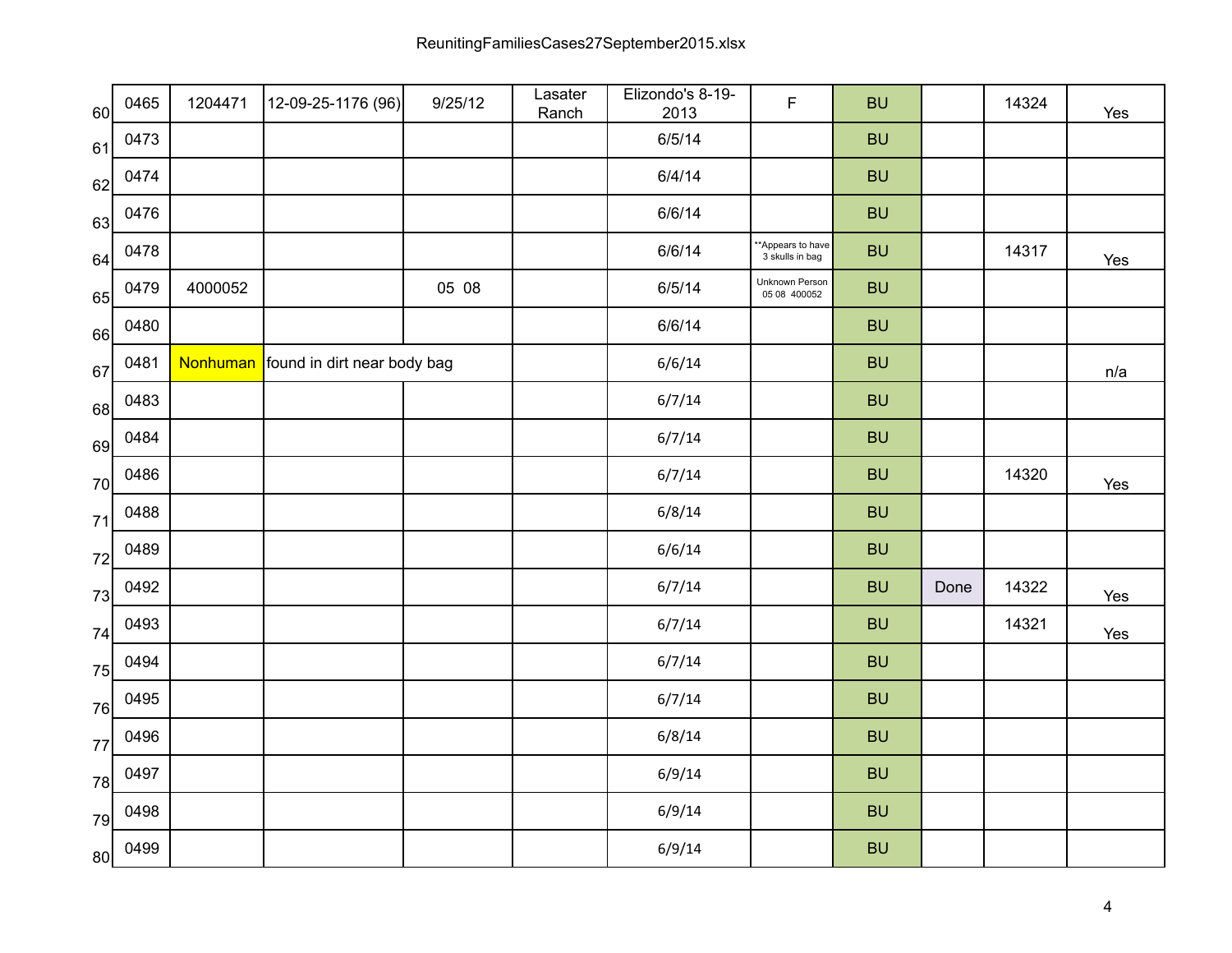ReunitingFamiliesCases27September2015.xlsx

| | | | | | | | | | | | |
|---|---|---|---|---|---|---|---|---|---|---|---|
| 60 | 0465 | 1204471 | 12-09-25-1176 (96) | 9/25/12 | Lasater Ranch | Elizondo's 8-19-2013 | F | BU | | 14324 | Yes |
| 61 | 0473 | | | | | 6/5/14 | | BU | | | |
| 62 | 0474 | | | | | 6/4/14 | | BU | | | |
| 63 | 0476 | | | | | 6/6/14 | | BU | | | |
| 64 | 0478 | | | | | 6/6/14 | **Appears to have 3 skulls in bag | BU | | 14317 | Yes |
| 65 | 0479 | 4000052 | | 05 08 | | 6/5/14 | Unknown Person 05 08 400052 | BU | | | |
| 66 | 0480 | | | | | 6/6/14 | | BU | | | |
| 67 | 0481 | Nonhuman | found in dirt near body bag | | | 6/6/14 | | BU | | | n/a |
| 68 | 0483 | | | | | 6/7/14 | | BU | | | |
| 69 | 0484 | | | | | 6/7/14 | | BU | | | |
| 70 | 0486 | | | | | 6/7/14 | | BU | | 14320 | Yes |
| 71 | 0488 | | | | | 6/8/14 | | BU | | | |
| 72 | 0489 | | | | | 6/6/14 | | BU | | | |
| 73 | 0492 | | | | | 6/7/14 | | BU | Done | 14322 | Yes |
| 74 | 0493 | | | | | 6/7/14 | | BU | | 14321 | Yes |
| 75 | 0494 | | | | | 6/7/14 | | BU | | | |
| 76 | 0495 | | | | | 6/7/14 | | BU | | | |
| 77 | 0496 | | | | | 6/8/14 | | BU | | | |
| 78 | 0497 | | | | | 6/9/14 | | BU | | | |
| 79 | 0498 | | | | | 6/9/14 | | BU | | | |
| 80 | 0499 | | | | | 6/9/14 | | BU | | | |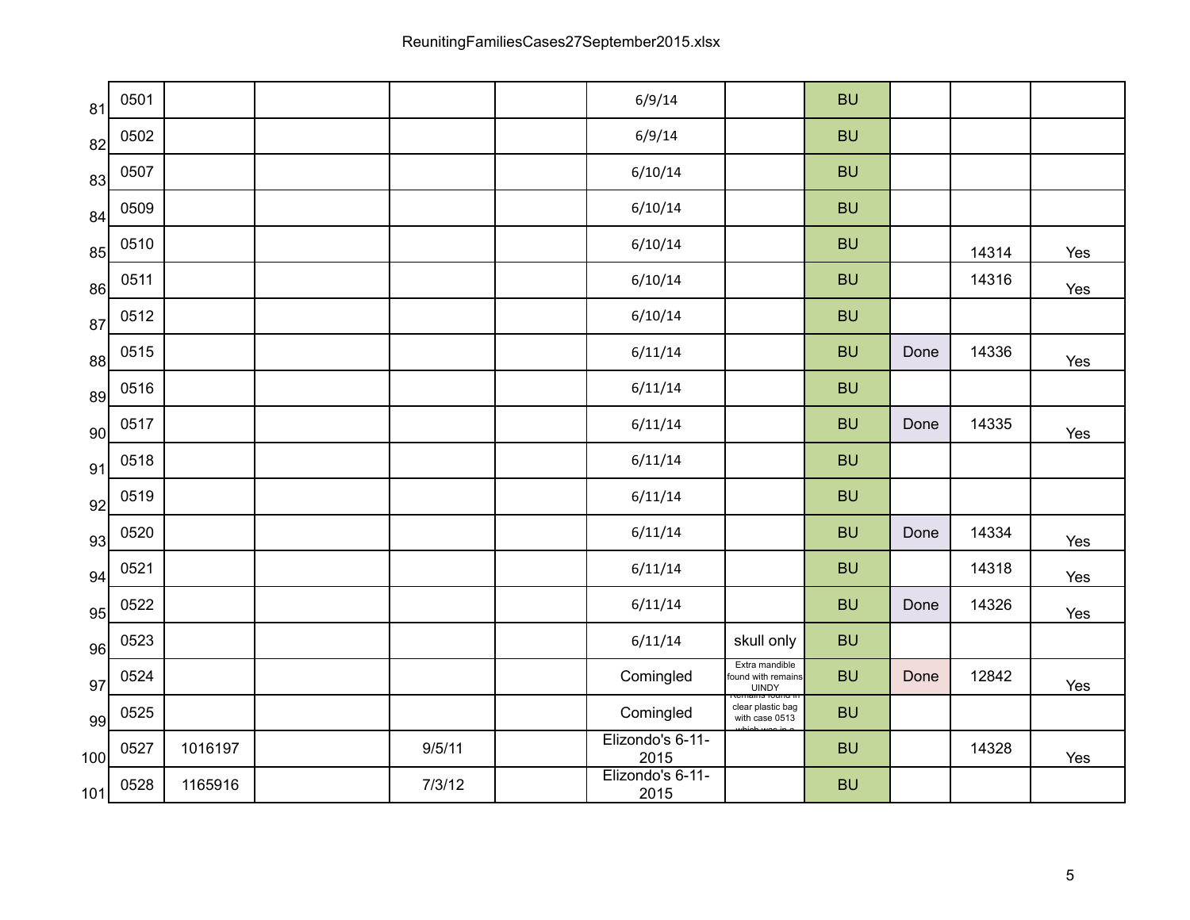ReunitingFamiliesCases27September2015.xlsx

| | | | | | | | | | | | |
|---|---|---|---|---|---|---|---|---|---|---|---|
| 81 | 0501 | | | | | 6/9/14 | | BU | | | |
| 82 | 0502 | | | | | 6/9/14 | | BU | | | |
| 83 | 0507 | | | | | 6/10/14 | | BU | | | |
| 84 | 0509 | | | | | 6/10/14 | | BU | | | |
| 85 | 0510 | | | | | 6/10/14 | | BU | | 14314 | Yes |
| 86 | 0511 | | | | | 6/10/14 | | BU | | 14316 | Yes |
| 87 | 0512 | | | | | 6/10/14 | | BU | | | |
| 88 | 0515 | | | | | 6/11/14 | | BU | Done | 14336 | Yes |
| 89 | 0516 | | | | | 6/11/14 | | BU | | | |
| 90 | 0517 | | | | | 6/11/14 | | BU | Done | 14335 | Yes |
| 91 | 0518 | | | | | 6/11/14 | | BU | | | |
| 92 | 0519 | | | | | 6/11/14 | | BU | | | |
| 93 | 0520 | | | | | 6/11/14 | | BU | Done | 14334 | Yes |
| 94 | 0521 | | | | | 6/11/14 | | BU | | 14318 | Yes |
| 95 | 0522 | | | | | 6/11/14 | | BU | Done | 14326 | Yes |
| 96 | 0523 | | | | | 6/11/14 | skull only | BU | | | |
| 97 | 0524 | | | | | Comingled | Extra mandible found with remains UINDY | BU | Done | 12842 | Yes |
| 99 | 0525 | | | | | Comingled | Remains found in clear plastic bag with case 0513 which was in a | BU | | | |
| 100 | 0527 | 1016197 | | 9/5/11 | | Elizondo's 6-11-2015 | | BU | | 14328 | Yes |
| 101 | 0528 | 1165916 | | 7/3/12 | | Elizondo's 6-11-2015 | | BU | | | |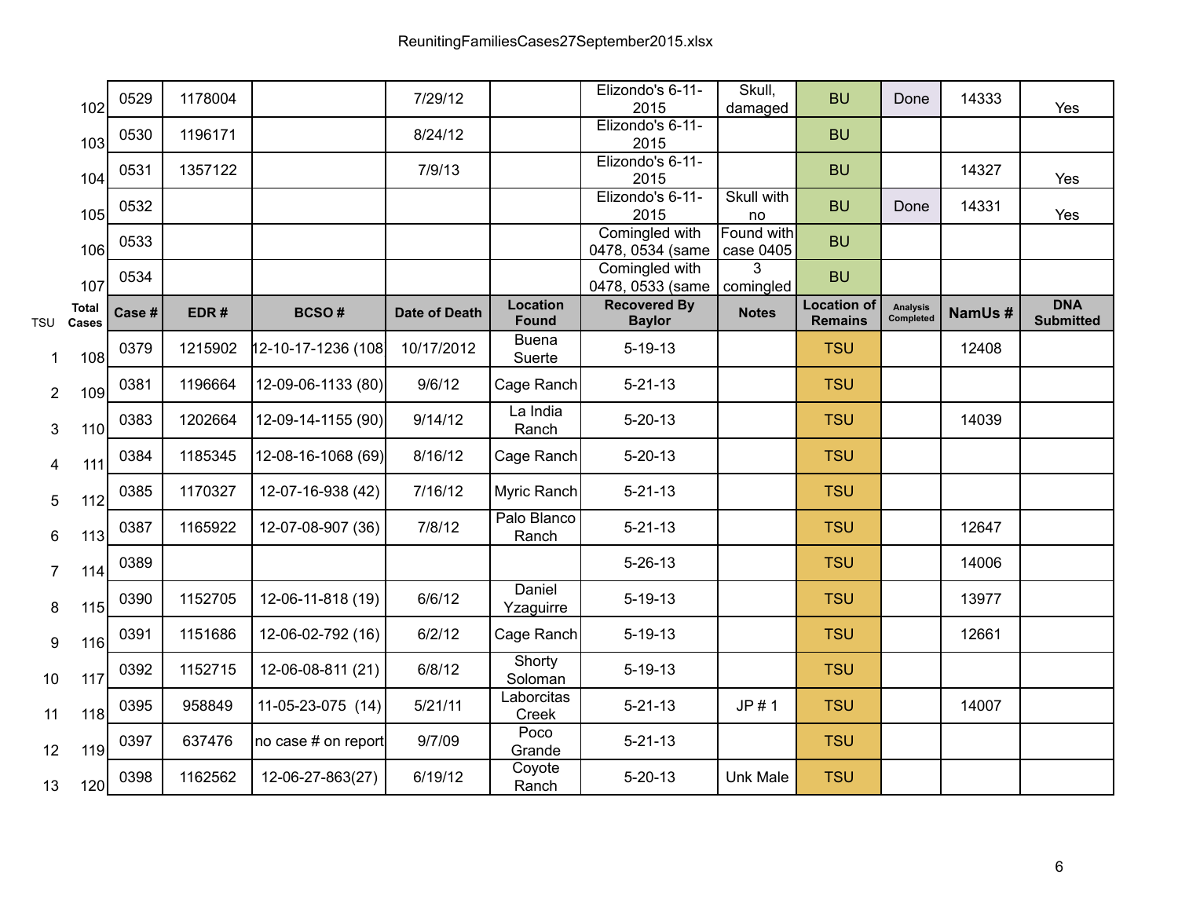ReunitingFamiliesCases27September2015.xlsx

| TSU | Total Cases | Case # | EDR # | BCSO # | Date of Death | Location Found | Recovered By Baylor | Notes | Location of Remains | Analysis Completed | NamUs # | DNA Submitted |
|---|---|---|---|---|---|---|---|---|---|---|---|---|
| | 102 | 0529 | 1178004 | | 7/29/12 | | Elizondo's 6-11-2015 | Skull, damaged | BU | Done | 14333 | Yes |
| | 103 | 0530 | 1196171 | | 8/24/12 | | Elizondo's 6-11-2015 | | BU | | | |
| | 104 | 0531 | 1357122 | | 7/9/13 | | Elizondo's 6-11-2015 | | BU | | 14327 | Yes |
| | 105 | 0532 | | | | | Elizondo's 6-11-2015 | Skull with no | BU | Done | 14331 | Yes |
| | 106 | 0533 | | | | | Comingled with 0478, 0534 (same | Found with case 0405 | BU | | | |
| | 107 | 0534 | | | | | Comingled with 0478, 0533 (same | 3 comingled | BU | | | |
| TSU | Total Cases | Case # | EDR # | BCSO # | Date of Death | Location Found | Recovered By Baylor | Notes | Location of Remains | Analysis Completed | NamUs # | DNA Submitted |
| 1 | 108 | 0379 | 1215902 | 12-10-17-1236 (108 | 10/17/2012 | Buena Suerte | 5-19-13 | | TSU | | 12408 | |
| 2 | 109 | 0381 | 1196664 | 12-09-06-1133 (80) | 9/6/12 | Cage Ranch | 5-21-13 | | TSU | | | |
| 3 | 110 | 0383 | 1202664 | 12-09-14-1155 (90) | 9/14/12 | La India Ranch | 5-20-13 | | TSU | | 14039 | |
| 4 | 111 | 0384 | 1185345 | 12-08-16-1068 (69) | 8/16/12 | Cage Ranch | 5-20-13 | | TSU | | | |
| 5 | 112 | 0385 | 1170327 | 12-07-16-938 (42) | 7/16/12 | Myric Ranch | 5-21-13 | | TSU | | | |
| 6 | 113 | 0387 | 1165922 | 12-07-08-907 (36) | 7/8/12 | Palo Blanco Ranch | 5-21-13 | | TSU | | 12647 | |
| 7 | 114 | 0389 | | | | | 5-26-13 | | TSU | | 14006 | |
| 8 | 115 | 0390 | 1152705 | 12-06-11-818 (19) | 6/6/12 | Daniel Yzaguirre | 5-19-13 | | TSU | | 13977 | |
| 9 | 116 | 0391 | 1151686 | 12-06-02-792 (16) | 6/2/12 | Cage Ranch | 5-19-13 | | TSU | | 12661 | |
| 10 | 117 | 0392 | 1152715 | 12-06-08-811 (21) | 6/8/12 | Shorty Soloman | 5-19-13 | | TSU | | | |
| 11 | 118 | 0395 | 958849 | 11-05-23-075 (14) | 5/21/11 | Laborcitas Creek | 5-21-13 | JP # 1 | TSU | | 14007 | |
| 12 | 119 | 0397 | 637476 | no case # on report | 9/7/09 | Poco Grande | 5-21-13 | | TSU | | | |
| 13 | 120 | 0398 | 1162562 | 12-06-27-863(27) | 6/19/12 | Coyote Ranch | 5-20-13 | Unk Male | TSU | | | |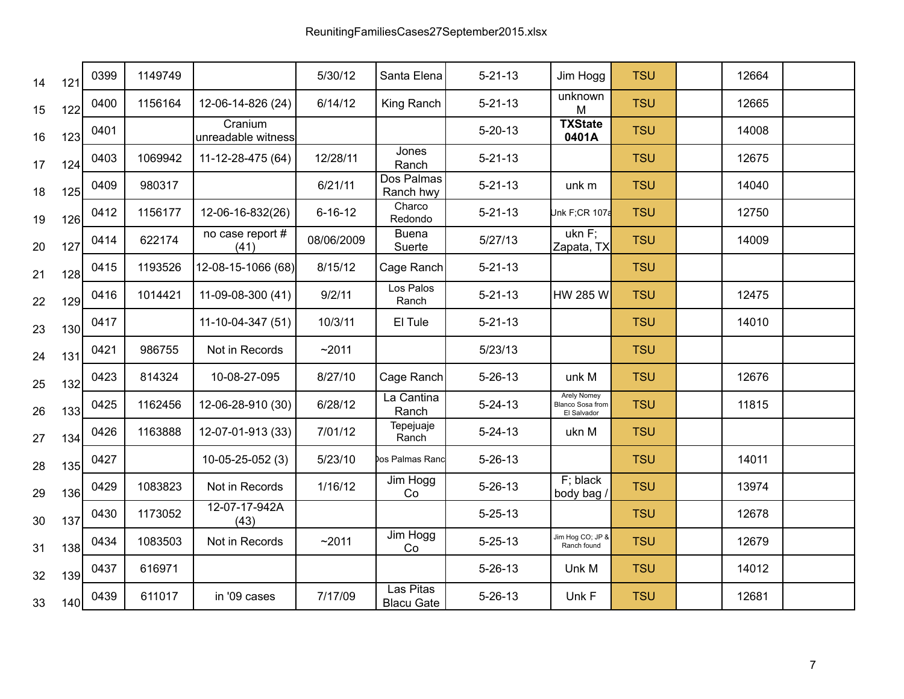ReunitingFamiliesCases27September2015.xlsx

| | | | | | | | | | | | | |
|---|---|---|---|---|---|---|---|---|---|---|---|---|
| 14 | 121 | 0399 | 1149749 | | 5/30/12 | Santa Elena | 5-21-13 | Jim Hogg | TSU | | 12664 | |
| 15 | 122 | 0400 | 1156164 | 12-06-14-826 (24) | 6/14/12 | King Ranch | 5-21-13 | unknown M | TSU | | 12665 | |
| 16 | 123 | 0401 | | Cranium unreadable witness | | | 5-20-13 | **TXState 0401A** | TSU | | 14008 | |
| 17 | 124 | 0403 | 1069942 | 11-12-28-475 (64) | 12/28/11 | Jones Ranch | 5-21-13 | | TSU | | 12675 | |
| 18 | 125 | 0409 | 980317 | | 6/21/11 | Dos Palmas Ranch hwy | 5-21-13 | unk m | TSU | | 14040 | |
| 19 | 126 | 0412 | 1156177 | 12-06-16-832(26) | 6-16-12 | Charco Redondo | 5-21-13 | Unk F;CR 107a | TSU | | 12750 | |
| 20 | 127 | 0414 | 622174 | no case report # (41) | 08/06/2009 | Buena Suerte | 5/27/13 | ukn F; Zapata, TX | TSU | | 14009 | |
| 21 | 128 | 0415 | 1193526 | 12-08-15-1066 (68) | 8/15/12 | Cage Ranch | 5-21-13 | | TSU | | | |
| 22 | 129 | 0416 | 1014421 | 11-09-08-300 (41) | 9/2/11 | Los Palos Ranch | 5-21-13 | HW 285 W | TSU | | 12475 | |
| 23 | 130 | 0417 | | 11-10-04-347 (51) | 10/3/11 | El Tule | 5-21-13 | | TSU | | 14010 | |
| 24 | 131 | 0421 | 986755 | Not in Records | ~2011 | | 5/23/13 | | TSU | | | |
| 25 | 132 | 0423 | 814324 | 10-08-27-095 | 8/27/10 | Cage Ranch | 5-26-13 | unk M | TSU | | 12676 | |
| 26 | 133 | 0425 | 1162456 | 12-06-28-910 (30) | 6/28/12 | La Cantina Ranch | 5-24-13 | Arely Nomey Blanco Sosa from El Salvador | TSU | | 11815 | |
| 27 | 134 | 0426 | 1163888 | 12-07-01-913 (33) | 7/01/12 | Tepejuaje Ranch | 5-24-13 | ukn M | TSU | | | |
| 28 | 135 | 0427 | | 10-05-25-052 (3) | 5/23/10 | Dos Palmas Ranc | 5-26-13 | | TSU | | 14011 | |
| 29 | 136 | 0429 | 1083823 | Not in Records | 1/16/12 | Jim Hogg Co | 5-26-13 | F; black body bag / | TSU | | 13974 | |
| 30 | 137 | 0430 | 1173052 | 12-07-17-942A (43) | | | 5-25-13 | | TSU | | 12678 | |
| 31 | 138 | 0434 | 1083503 | Not in Records | ~2011 | Jim Hogg Co | 5-25-13 | Jim Hog CO; JP & Ranch found | TSU | | 12679 | |
| 32 | 139 | 0437 | 616971 | | | | 5-26-13 | Unk M | TSU | | 14012 | |
| 33 | 140 | 0439 | 611017 | in '09 cases | 7/17/09 | Las Pitas Blacu Gate | 5-26-13 | Unk F | TSU | | 12681 | |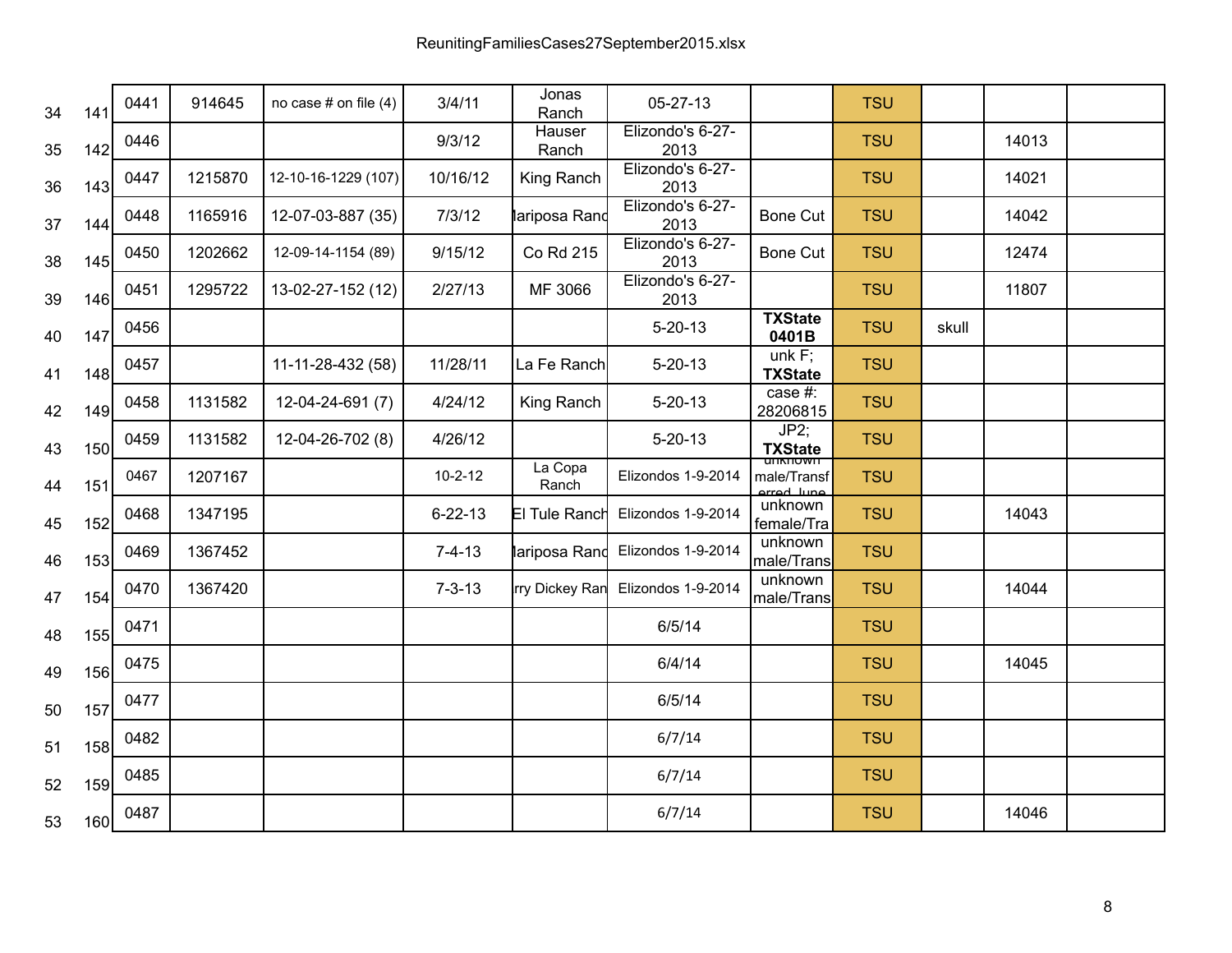| | | | | | | | | | | | | |
|---|---|---|---|---|---|---|---|---|---|---|---|---|
| 34 | 141 | 0441 | 914645 | no case # on file (4) | 3/4/11 | Jonas Ranch | 05-27-13 | | TSU | | | |
| 35 | 142 | 0446 | | | 9/3/12 | Hauser Ranch | Elizondo's 6-27-2013 | | TSU | | 14013 | |
| 36 | 143 | 0447 | 1215870 | 12-10-16-1229 (107) | 10/16/12 | King Ranch | Elizondo's 6-27-2013 | | TSU | | 14021 | |
| 37 | 144 | 0448 | 1165916 | 12-07-03-887 (35) | 7/3/12 | lariposa Ranc | Elizondo's 6-27-2013 | Bone Cut | TSU | | 14042 | |
| 38 | 145 | 0450 | 1202662 | 12-09-14-1154 (89) | 9/15/12 | Co Rd 215 | Elizondo's 6-27-2013 | Bone Cut | TSU | | 12474 | |
| 39 | 146 | 0451 | 1295722 | 13-02-27-152 (12) | 2/27/13 | MF 3066 | Elizondo's 6-27-2013 | | TSU | | 11807 | |
| 40 | 147 | 0456 | | | | | 5-20-13 | **TXState 0401B** | TSU | skull | | |
| 41 | 148 | 0457 | | 11-11-28-432 (58) | 11/28/11 | La Fe Ranch | 5-20-13 | unk F; **TXState** | TSU | | | |
| 42 | 149 | 0458 | 1131582 | 12-04-24-691 (7) | 4/24/12 | King Ranch | 5-20-13 | case #: 28206815 | TSU | | | |
| 43 | 150 | 0459 | 1131582 | 12-04-26-702 (8) | 4/26/12 | | 5-20-13 | JP2; **TXState** | TSU | | | |
| 44 | 151 | 0467 | 1207167 | | 10-2-12 | La Copa Ranch | Elizondos 1-9-2014 | unknown male/Transferred June | TSU | | | |
| 45 | 152 | 0468 | 1347195 | | 6-22-13 | El Tule Ranch | Elizondos 1-9-2014 | unknown female/Tra | TSU | | 14043 | |
| 46 | 153 | 0469 | 1367452 | | 7-4-13 | lariposa Ranc | Elizondos 1-9-2014 | unknown male/Trans | TSU | | | |
| 47 | 154 | 0470 | 1367420 | | 7-3-13 | rry Dickey Ran | Elizondos 1-9-2014 | unknown male/Trans | TSU | | 14044 | |
| 48 | 155 | 0471 | | | | | 6/5/14 | | TSU | | | |
| 49 | 156 | 0475 | | | | | 6/4/14 | | TSU | | 14045 | |
| 50 | 157 | 0477 | | | | | 6/5/14 | | TSU | | | |
| 51 | 158 | 0482 | | | | | 6/7/14 | | TSU | | | |
| 52 | 159 | 0485 | | | | | 6/7/14 | | TSU | | | |
| 53 | 160 | 0487 | | | | | 6/7/14 | | TSU | | 14046 | |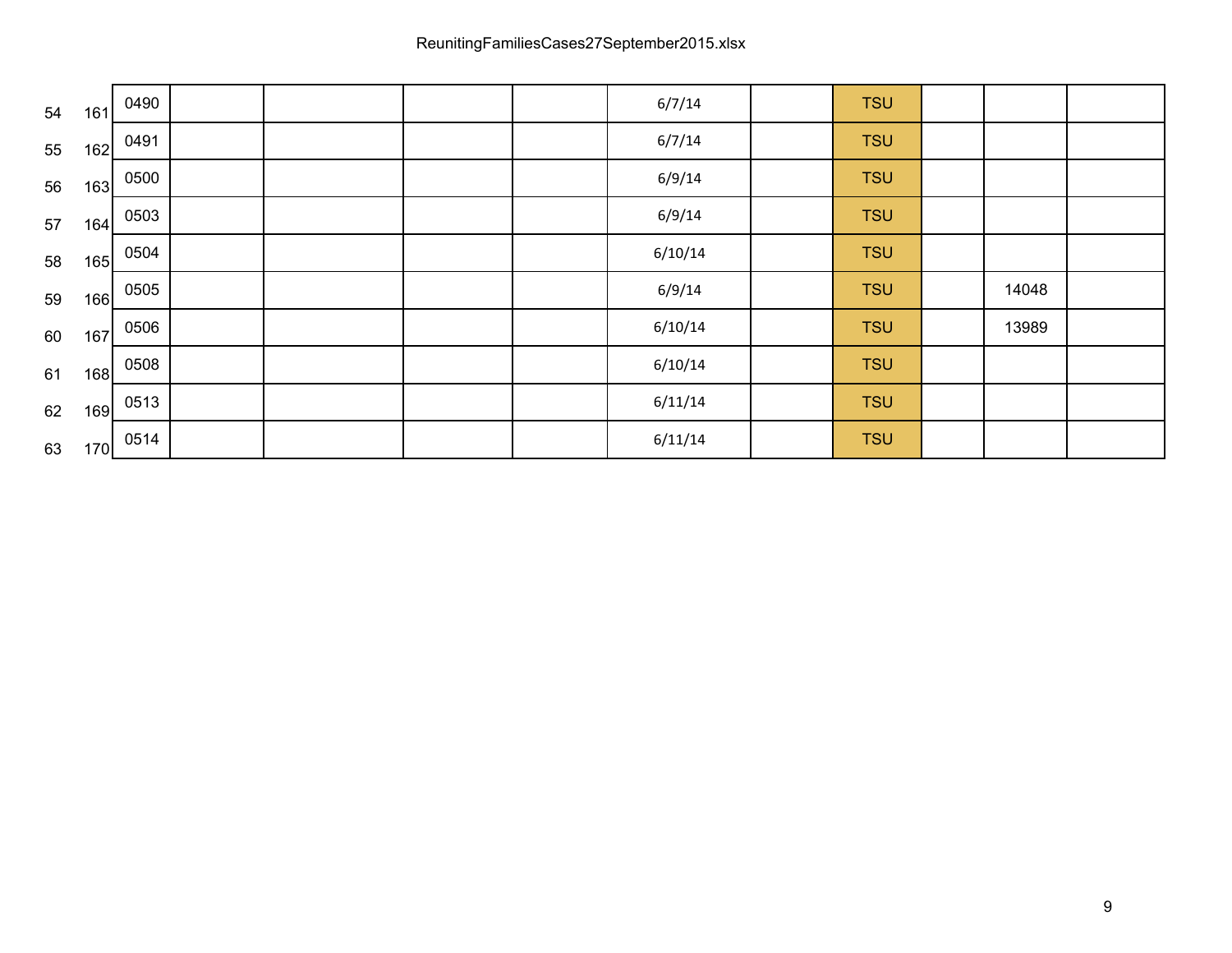| | | | | | | | | | | | | |
|---|---|---|---|---|---|---|---|---|---|---|---|---|
| 54 | 161 | 0490 | | | | | 6/7/14 | | TSU | | | |
| 55 | 162 | 0491 | | | | | 6/7/14 | | TSU | | | |
| 56 | 163 | 0500 | | | | | 6/9/14 | | TSU | | | |
| 57 | 164 | 0503 | | | | | 6/9/14 | | TSU | | | |
| 58 | 165 | 0504 | | | | | 6/10/14 | | TSU | | | |
| 59 | 166 | 0505 | | | | | 6/9/14 | | TSU | | 14048 | |
| 60 | 167 | 0506 | | | | | 6/10/14 | | TSU | | 13989 | |
| 61 | 168 | 0508 | | | | | 6/10/14 | | TSU | | | |
| 62 | 169 | 0513 | | | | | 6/11/14 | | TSU | | | |
| 63 | 170 | 0514 | | | | | 6/11/14 | | TSU | | | |